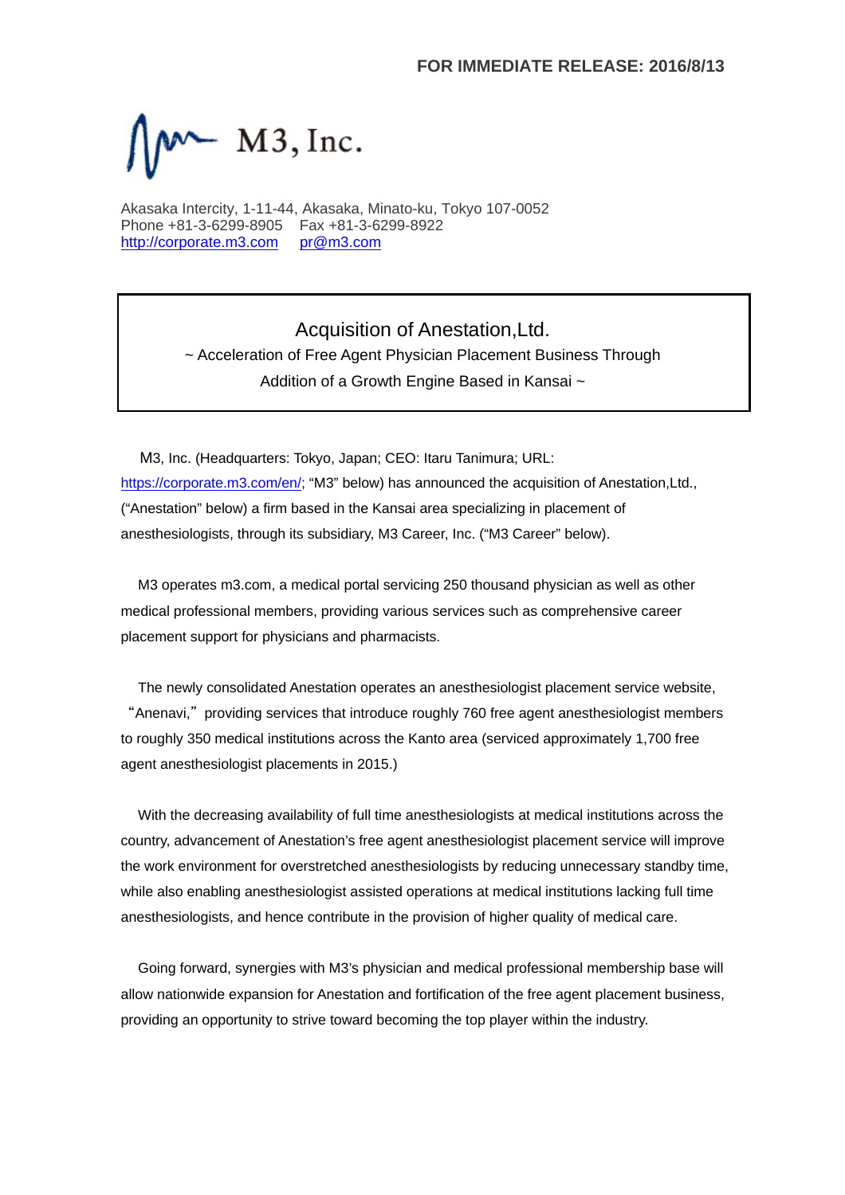**FOR IMMEDIATE RELEASE: 2016/8/13**

M3, Inc.

Akasaka Intercity, 1-11-44, Akasaka, Minato-ku, Tokyo 107-0052
Phone +81-3-6299-8905 Fax +81-3-6299-8922
http://corporate.m3.com pr@m3.com

# Acquisition of Anestation,Ltd.

~ Acceleration of Free Agent Physician Placement Business Through Addition of a Growth Engine Based in Kansai ~

M3, Inc. (Headquarters: Tokyo, Japan; CEO: Itaru Tanimura; URL: https://corporate.m3.com/en/; "M3" below) has announced the acquisition of Anestation,Ltd., ("Anestation" below) a firm based in the Kansai area specializing in placement of anesthesiologists, through its subsidiary, M3 Career, Inc. ("M3 Career" below).

M3 operates m3.com, a medical portal servicing 250 thousand physician as well as other medical professional members, providing various services such as comprehensive career placement support for physicians and pharmacists.

The newly consolidated Anestation operates an anesthesiologist placement service website, "Anenavi," providing services that introduce roughly 760 free agent anesthesiologist members to roughly 350 medical institutions across the Kanto area (serviced approximately 1,700 free agent anesthesiologist placements in 2015.)

With the decreasing availability of full time anesthesiologists at medical institutions across the country, advancement of Anestation's free agent anesthesiologist placement service will improve the work environment for overstretched anesthesiologists by reducing unnecessary standby time, while also enabling anesthesiologist assisted operations at medical institutions lacking full time anesthesiologists, and hence contribute in the provision of higher quality of medical care.

Going forward, synergies with M3's physician and medical professional membership base will allow nationwide expansion for Anestation and fortification of the free agent placement business, providing an opportunity to strive toward becoming the top player within the industry.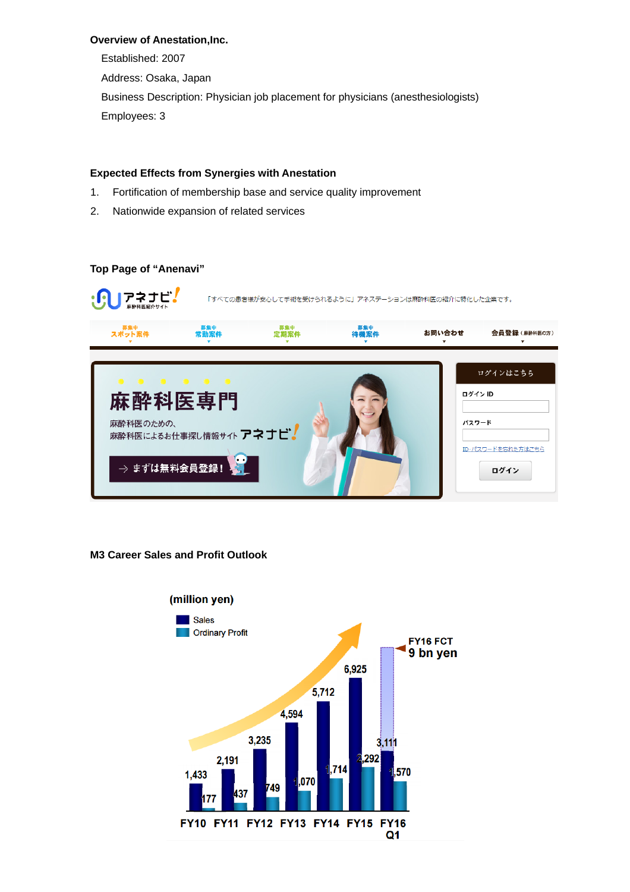**Overview of Anestation,Inc.**

Established: 2007

Address: Osaka, Japan

Business Description: Physician job placement for physicians (anesthesiologists)

Employees: 3

**Expected Effects from Synergies with Anestation**

1. Fortification of membership base and service quality improvement
2. Nationwide expansion of related services

**Top Page of "Anenavi"**

アネナビ
麻酔科医紹介サイト

「すべての患者様が安心して手術を受けられるように」アネステーションは麻酔科医の紹介に特化した企業です。

募集中 スポット案件 | 募集中 常勤案件 | 募集中 定期案件 | 募集中 待機案件 | お問い合わせ | 会員登録（麻酔科医の方）

麻酔科医専門

麻酔科医のための、
麻酔科医によるお仕事探し情報サイト アネナビ

→ まずは無料会員登録！

ログインはこちら

ログイン ID

パスワード

ID・パスワードをお忘れの方はこちら

ログイン

**M3 Career Sales and Profit Outlook**

(million yen)

Sales

Ordinary Profit

FY16 FCT
9 bn yen

1,433
177
2,191
437
3,235
749
4,594
1,070
5,712
1,714
6,925
2,292
3,111
1,570

FY10 FY11 FY12 FY13 FY14 FY15 FY16 Q1